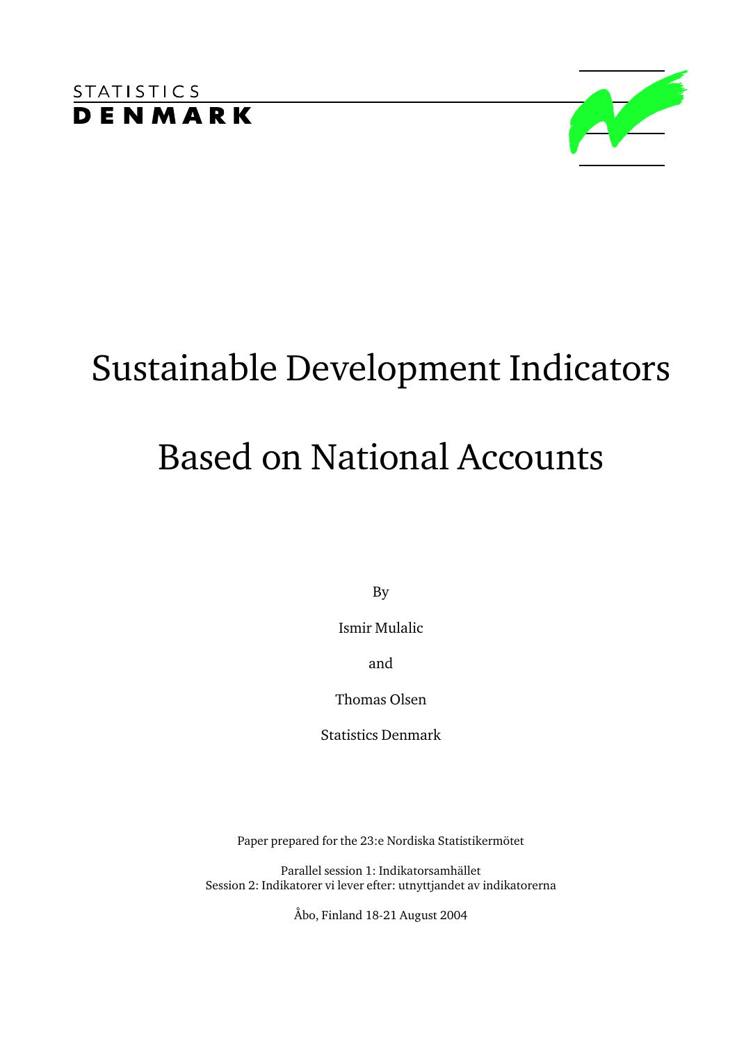STATISTICS
DENMARK

# Sustainable Development Indicators

# Based on National Accounts

By

Ismir Mulalic

and

Thomas Olsen

Statistics Denmark

Paper prepared for the 23:e Nordiska Statistikermötet

Parallel session 1: Indikatorsamhället
Session 2: Indikatorer vi lever efter: utnyttjandet av indikatorerna

Åbo, Finland 18-21 August 2004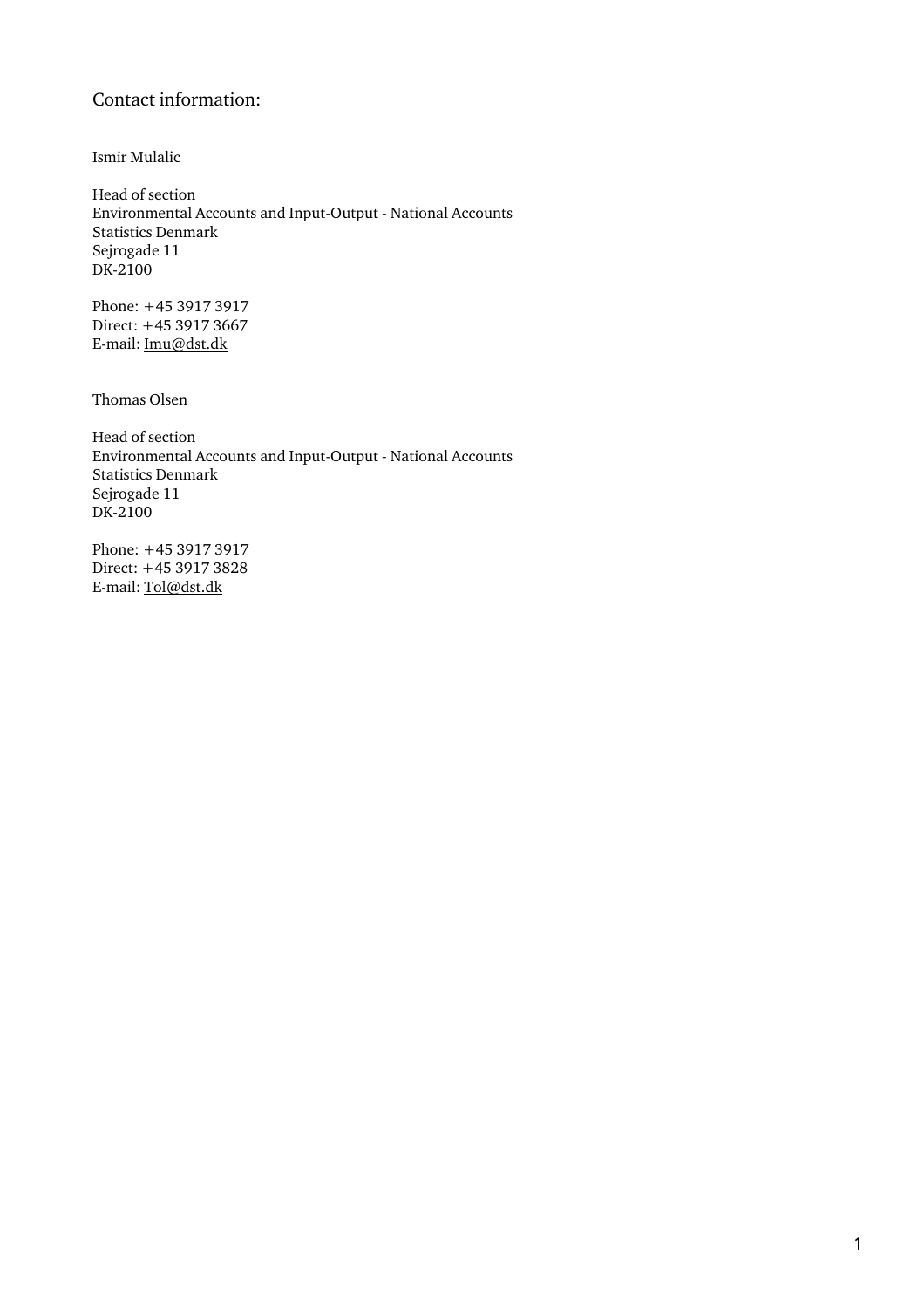## Contact information:

Ismir Mulalic

Head of section
Environmental Accounts and Input-Output - National Accounts
Statistics Denmark
Sejrogade 11
DK-2100

Phone: +45 3917 3917
Direct: +45 3917 3667
E-mail: Imu@dst.dk

Thomas Olsen

Head of section
Environmental Accounts and Input-Output - National Accounts
Statistics Denmark
Sejrogade 11
DK-2100

Phone: +45 3917 3917
Direct: +45 3917 3828
E-mail: Tol@dst.dk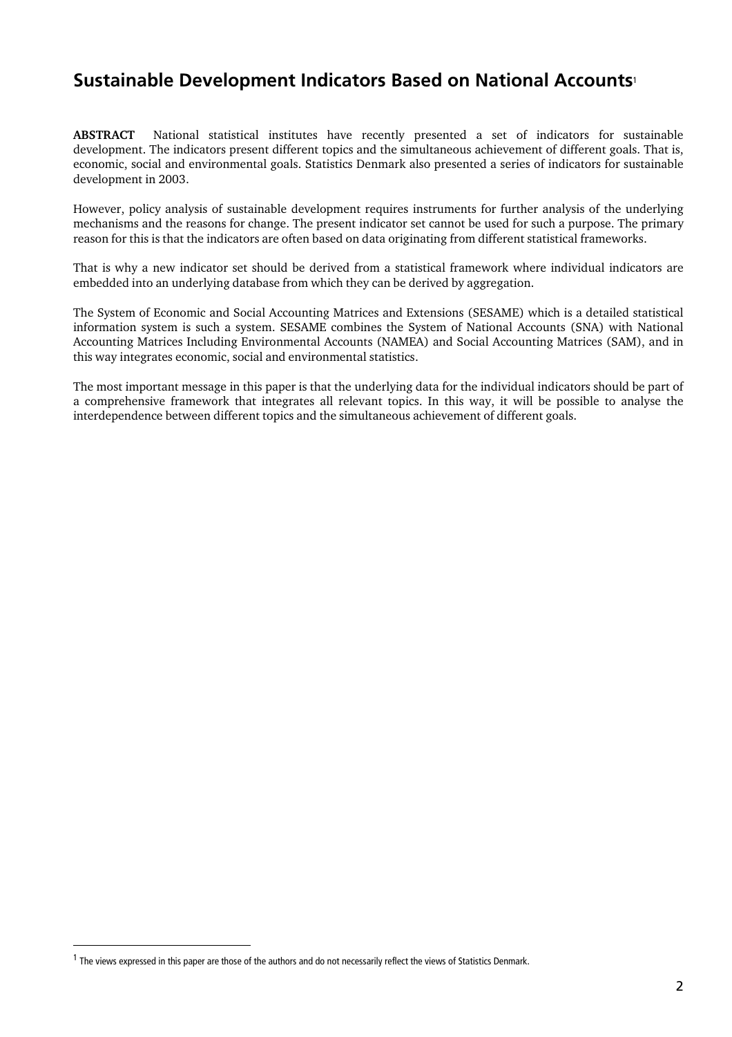# Sustainable Development Indicators Based on National Accounts[1]

**ABSTRACT** National statistical institutes have recently presented a set of indicators for sustainable development. The indicators present different topics and the simultaneous achievement of different goals. That is, economic, social and environmental goals. Statistics Denmark also presented a series of indicators for sustainable development in 2003.

However, policy analysis of sustainable development requires instruments for further analysis of the underlying mechanisms and the reasons for change. The present indicator set cannot be used for such a purpose. The primary reason for this is that the indicators are often based on data originating from different statistical frameworks.

That is why a new indicator set should be derived from a statistical framework where individual indicators are embedded into an underlying database from which they can be derived by aggregation.

The System of Economic and Social Accounting Matrices and Extensions (SESAME) which is a detailed statistical information system is such a system. SESAME combines the System of National Accounts (SNA) with National Accounting Matrices Including Environmental Accounts (NAMEA) and Social Accounting Matrices (SAM), and in this way integrates economic, social and environmental statistics.

The most important message in this paper is that the underlying data for the individual indicators should be part of a comprehensive framework that integrates all relevant topics. In this way, it will be possible to analyse the interdependence between different topics and the simultaneous achievement of different goals.

[1] The views expressed in this paper are those of the authors and do not necessarily reflect the views of Statistics Denmark.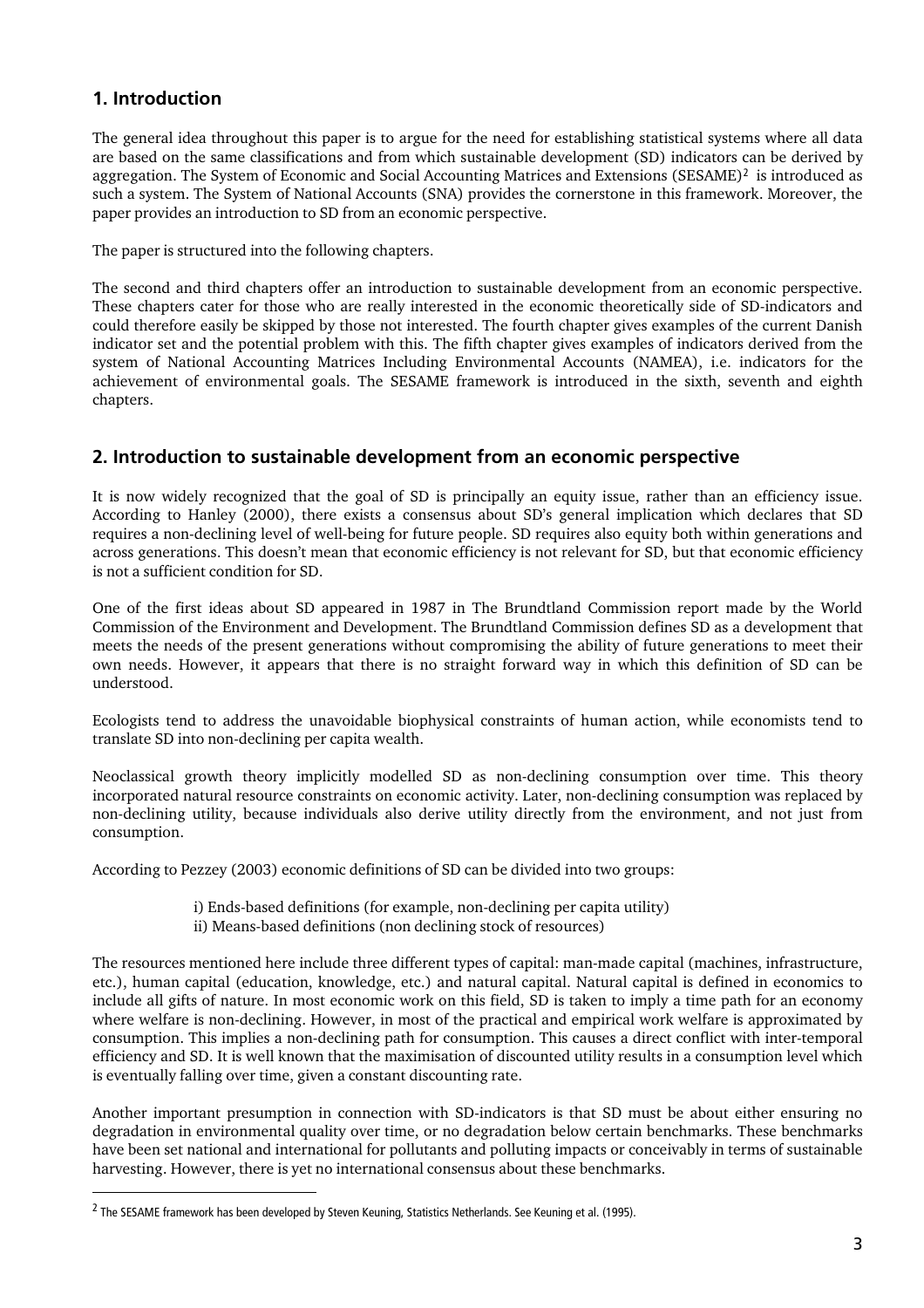## 1. Introduction

The general idea throughout this paper is to argue for the need for establishing statistical systems where all data are based on the same classifications and from which sustainable development (SD) indicators can be derived by aggregation. The System of Economic and Social Accounting Matrices and Extensions (SESAME)[2] is introduced as such a system. The System of National Accounts (SNA) provides the cornerstone in this framework. Moreover, the paper provides an introduction to SD from an economic perspective.

The paper is structured into the following chapters.

The second and third chapters offer an introduction to sustainable development from an economic perspective. These chapters cater for those who are really interested in the economic theoretically side of SD-indicators and could therefore easily be skipped by those not interested. The fourth chapter gives examples of the current Danish indicator set and the potential problem with this. The fifth chapter gives examples of indicators derived from the system of National Accounting Matrices Including Environmental Accounts (NAMEA), i.e. indicators for the achievement of environmental goals. The SESAME framework is introduced in the sixth, seventh and eighth chapters.

## 2. Introduction to sustainable development from an economic perspective

It is now widely recognized that the goal of SD is principally an equity issue, rather than an efficiency issue. According to Hanley (2000), there exists a consensus about SD's general implication which declares that SD requires a non-declining level of well-being for future people. SD requires also equity both within generations and across generations. This doesn't mean that economic efficiency is not relevant for SD, but that economic efficiency is not a sufficient condition for SD.

One of the first ideas about SD appeared in 1987 in The Brundtland Commission report made by the World Commission of the Environment and Development. The Brundtland Commission defines SD as a development that meets the needs of the present generations without compromising the ability of future generations to meet their own needs. However, it appears that there is no straight forward way in which this definition of SD can be understood.

Ecologists tend to address the unavoidable biophysical constraints of human action, while economists tend to translate SD into non-declining per capita wealth.

Neoclassical growth theory implicitly modelled SD as non-declining consumption over time. This theory incorporated natural resource constraints on economic activity. Later, non-declining consumption was replaced by non-declining utility, because individuals also derive utility directly from the environment, and not just from consumption.

According to Pezzey (2003) economic definitions of SD can be divided into two groups:

i) Ends-based definitions (for example, non-declining per capita utility)
ii) Means-based definitions (non declining stock of resources)

The resources mentioned here include three different types of capital: man-made capital (machines, infrastructure, etc.), human capital (education, knowledge, etc.) and natural capital. Natural capital is defined in economics to include all gifts of nature. In most economic work on this field, SD is taken to imply a time path for an economy where welfare is non-declining. However, in most of the practical and empirical work welfare is approximated by consumption. This implies a non-declining path for consumption. This causes a direct conflict with inter-temporal efficiency and SD. It is well known that the maximisation of discounted utility results in a consumption level which is eventually falling over time, given a constant discounting rate.

Another important presumption in connection with SD-indicators is that SD must be about either ensuring no degradation in environmental quality over time, or no degradation below certain benchmarks. These benchmarks have been set national and international for pollutants and polluting impacts or conceivably in terms of sustainable harvesting. However, there is yet no international consensus about these benchmarks.

[2] The SESAME framework has been developed by Steven Keuning, Statistics Netherlands. See Keuning et al. (1995).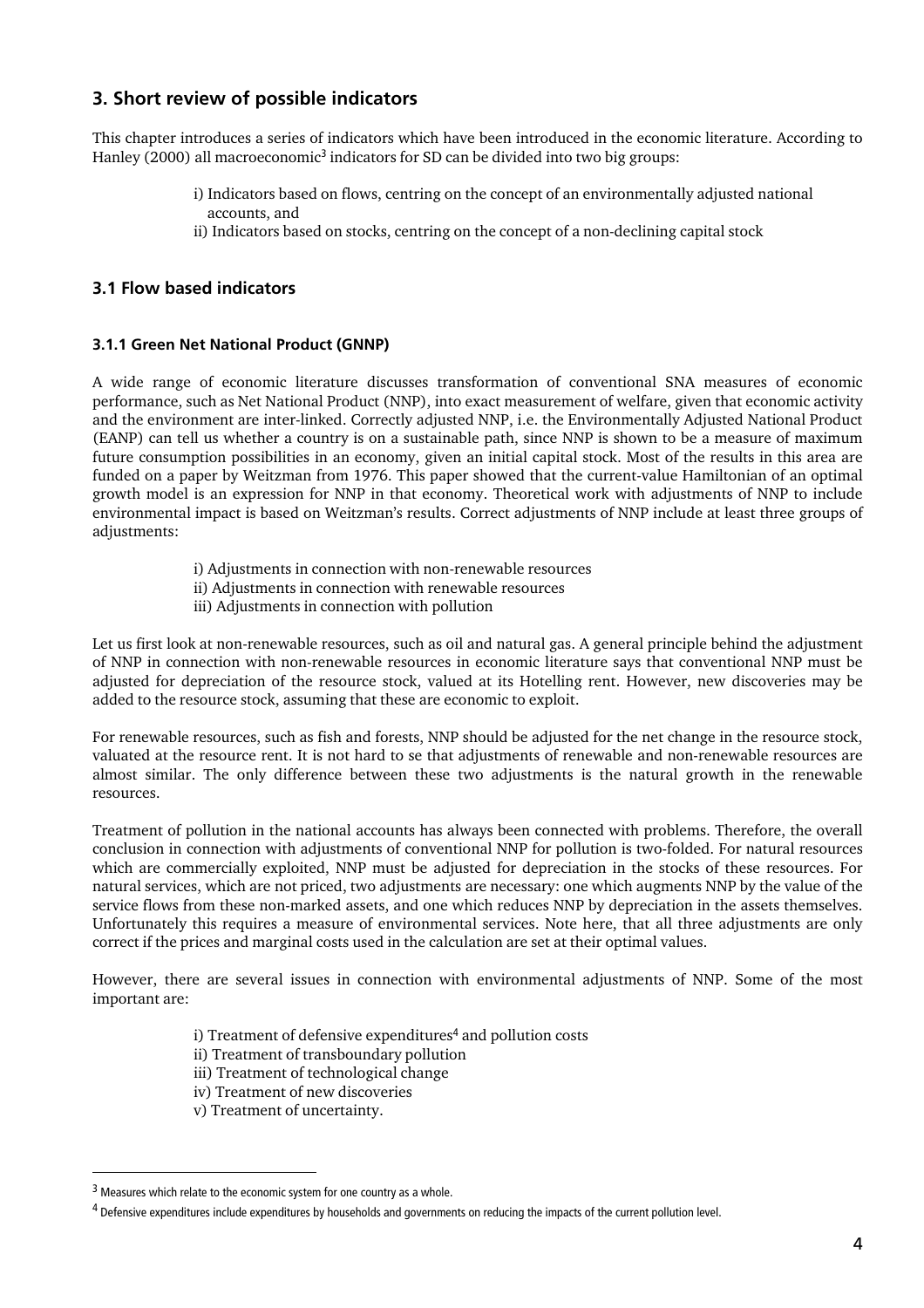## 3. Short review of possible indicators

This chapter introduces a series of indicators which have been introduced in the economic literature. According to Hanley (2000) all macroeconomic[3] indicators for SD can be divided into two big groups:

i) Indicators based on flows, centring on the concept of an environmentally adjusted national accounts, and
ii) Indicators based on stocks, centring on the concept of a non-declining capital stock

### 3.1 Flow based indicators

#### 3.1.1 Green Net National Product (GNNP)

A wide range of economic literature discusses transformation of conventional SNA measures of economic performance, such as Net National Product (NNP), into exact measurement of welfare, given that economic activity and the environment are inter-linked. Correctly adjusted NNP, i.e. the Environmentally Adjusted National Product (EANP) can tell us whether a country is on a sustainable path, since NNP is shown to be a measure of maximum future consumption possibilities in an economy, given an initial capital stock. Most of the results in this area are funded on a paper by Weitzman from 1976. This paper showed that the current-value Hamiltonian of an optimal growth model is an expression for NNP in that economy. Theoretical work with adjustments of NNP to include environmental impact is based on Weitzman's results. Correct adjustments of NNP include at least three groups of adjustments:

i) Adjustments in connection with non-renewable resources
ii) Adjustments in connection with renewable resources
iii) Adjustments in connection with pollution

Let us first look at non-renewable resources, such as oil and natural gas. A general principle behind the adjustment of NNP in connection with non-renewable resources in economic literature says that conventional NNP must be adjusted for depreciation of the resource stock, valued at its Hotelling rent. However, new discoveries may be added to the resource stock, assuming that these are economic to exploit.

For renewable resources, such as fish and forests, NNP should be adjusted for the net change in the resource stock, valuated at the resource rent. It is not hard to se that adjustments of renewable and non-renewable resources are almost similar. The only difference between these two adjustments is the natural growth in the renewable resources.

Treatment of pollution in the national accounts has always been connected with problems. Therefore, the overall conclusion in connection with adjustments of conventional NNP for pollution is two-folded. For natural resources which are commercially exploited, NNP must be adjusted for depreciation in the stocks of these resources. For natural services, which are not priced, two adjustments are necessary: one which augments NNP by the value of the service flows from these non-marked assets, and one which reduces NNP by depreciation in the assets themselves. Unfortunately this requires a measure of environmental services. Note here, that all three adjustments are only correct if the prices and marginal costs used in the calculation are set at their optimal values.

However, there are several issues in connection with environmental adjustments of NNP. Some of the most important are:

i) Treatment of defensive expenditures[4] and pollution costs
ii) Treatment of transboundary pollution
iii) Treatment of technological change
iv) Treatment of new discoveries
v) Treatment of uncertainty.

---

[3] Measures which relate to the economic system for one country as a whole.

[4] Defensive expenditures include expenditures by households and governments on reducing the impacts of the current pollution level.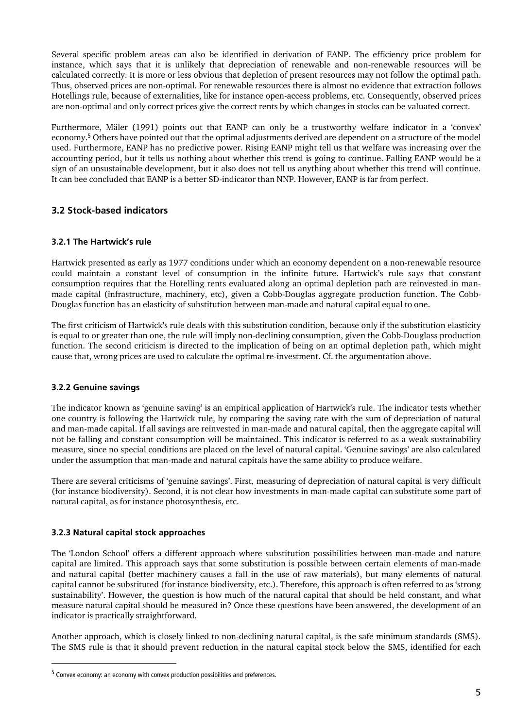Several specific problem areas can also be identified in derivation of EANP. The efficiency price problem for instance, which says that it is unlikely that depreciation of renewable and non-renewable resources will be calculated correctly. It is more or less obvious that depletion of present resources may not follow the optimal path. Thus, observed prices are non-optimal. For renewable resources there is almost no evidence that extraction follows Hotellings rule, because of externalities, like for instance open-access problems, etc. Consequently, observed prices are non-optimal and only correct prices give the correct rents by which changes in stocks can be valuated correct.

Furthermore, Mäler (1991) points out that EANP can only be a trustworthy welfare indicator in a 'convex' economy.[5] Others have pointed out that the optimal adjustments derived are dependent on a structure of the model used. Furthermore, EANP has no predictive power. Rising EANP might tell us that welfare was increasing over the accounting period, but it tells us nothing about whether this trend is going to continue. Falling EANP would be a sign of an unsustainable development, but it also does not tell us anything about whether this trend will continue. It can bee concluded that EANP is a better SD-indicator than NNP. However, EANP is far from perfect.

## 3.2 Stock-based indicators

### 3.2.1 The Hartwick's rule

Hartwick presented as early as 1977 conditions under which an economy dependent on a non-renewable resource could maintain a constant level of consumption in the infinite future. Hartwick's rule says that constant consumption requires that the Hotelling rents evaluated along an optimal depletion path are reinvested in man-made capital (infrastructure, machinery, etc), given a Cobb-Douglas aggregate production function. The Cobb-Douglas function has an elasticity of substitution between man-made and natural capital equal to one.

The first criticism of Hartwick's rule deals with this substitution condition, because only if the substitution elasticity is equal to or greater than one, the rule will imply non-declining consumption, given the Cobb-Douglass production function. The second criticism is directed to the implication of being on an optimal depletion path, which might cause that, wrong prices are used to calculate the optimal re-investment. Cf. the argumentation above.

### 3.2.2 Genuine savings

The indicator known as 'genuine saving' is an empirical application of Hartwick's rule. The indicator tests whether one country is following the Hartwick rule, by comparing the saving rate with the sum of depreciation of natural and man-made capital. If all savings are reinvested in man-made and natural capital, then the aggregate capital will not be falling and constant consumption will be maintained. This indicator is referred to as a weak sustainability measure, since no special conditions are placed on the level of natural capital. 'Genuine savings' are also calculated under the assumption that man-made and natural capitals have the same ability to produce welfare.

There are several criticisms of 'genuine savings'. First, measuring of depreciation of natural capital is very difficult (for instance biodiversity). Second, it is not clear how investments in man-made capital can substitute some part of natural capital, as for instance photosynthesis, etc.

### 3.2.3 Natural capital stock approaches

The 'London School' offers a different approach where substitution possibilities between man-made and nature capital are limited. This approach says that some substitution is possible between certain elements of man-made and natural capital (better machinery causes a fall in the use of raw materials), but many elements of natural capital cannot be substituted (for instance biodiversity, etc.). Therefore, this approach is often referred to as 'strong sustainability'. However, the question is how much of the natural capital that should be held constant, and what measure natural capital should be measured in? Once these questions have been answered, the development of an indicator is practically straightforward.

Another approach, which is closely linked to non-declining natural capital, is the safe minimum standards (SMS). The SMS rule is that it should prevent reduction in the natural capital stock below the SMS, identified for each

[5] Convex economy: an economy with convex production possibilities and preferences.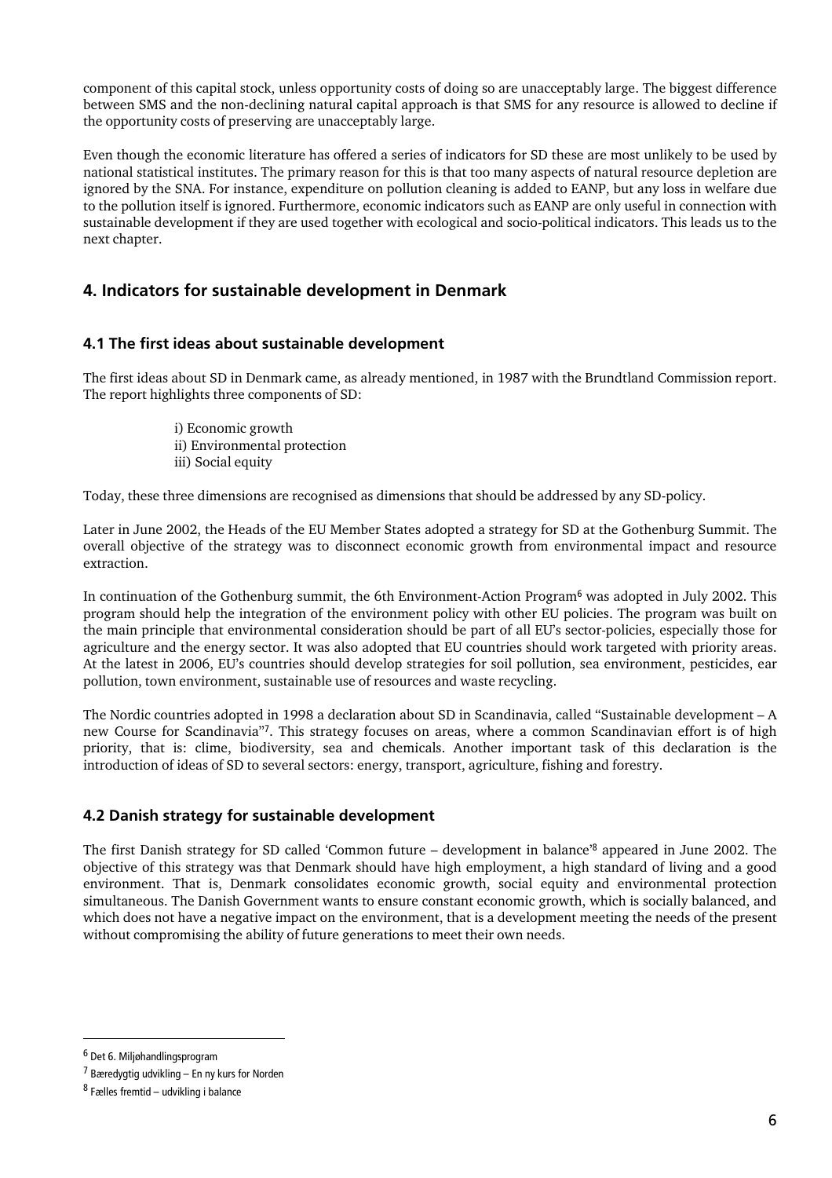component of this capital stock, unless opportunity costs of doing so are unacceptably large. The biggest difference between SMS and the non-declining natural capital approach is that SMS for any resource is allowed to decline if the opportunity costs of preserving are unacceptably large.

Even though the economic literature has offered a series of indicators for SD these are most unlikely to be used by national statistical institutes. The primary reason for this is that too many aspects of natural resource depletion are ignored by the SNA. For instance, expenditure on pollution cleaning is added to EANP, but any loss in welfare due to the pollution itself is ignored. Furthermore, economic indicators such as EANP are only useful in connection with sustainable development if they are used together with ecological and socio-political indicators. This leads us to the next chapter.

## 4. Indicators for sustainable development in Denmark

### 4.1 The first ideas about sustainable development

The first ideas about SD in Denmark came, as already mentioned, in 1987 with the Brundtland Commission report. The report highlights three components of SD:

i) Economic growth
ii) Environmental protection
iii) Social equity

Today, these three dimensions are recognised as dimensions that should be addressed by any SD-policy.

Later in June 2002, the Heads of the EU Member States adopted a strategy for SD at the Gothenburg Summit. The overall objective of the strategy was to disconnect economic growth from environmental impact and resource extraction.

In continuation of the Gothenburg summit, the 6th Environment-Action Program[6] was adopted in July 2002. This program should help the integration of the environment policy with other EU policies. The program was built on the main principle that environmental consideration should be part of all EU's sector-policies, especially those for agriculture and the energy sector. It was also adopted that EU countries should work targeted with priority areas. At the latest in 2006, EU's countries should develop strategies for soil pollution, sea environment, pesticides, ear pollution, town environment, sustainable use of resources and waste recycling.

The Nordic countries adopted in 1998 a declaration about SD in Scandinavia, called "Sustainable development – A new Course for Scandinavia"[7]. This strategy focuses on areas, where a common Scandinavian effort is of high priority, that is: clime, biodiversity, sea and chemicals. Another important task of this declaration is the introduction of ideas of SD to several sectors: energy, transport, agriculture, fishing and forestry.

### 4.2 Danish strategy for sustainable development

The first Danish strategy for SD called 'Common future – development in balance'[8] appeared in June 2002. The objective of this strategy was that Denmark should have high employment, a high standard of living and a good environment. That is, Denmark consolidates economic growth, social equity and environmental protection simultaneous. The Danish Government wants to ensure constant economic growth, which is socially balanced, and which does not have a negative impact on the environment, that is a development meeting the needs of the present without compromising the ability of future generations to meet their own needs.

---

[6] Det 6. Miljøhandlingsprogram

[7] Bæredygtig udvikling – En ny kurs for Norden

[8] Fælles fremtid – udvikling i balance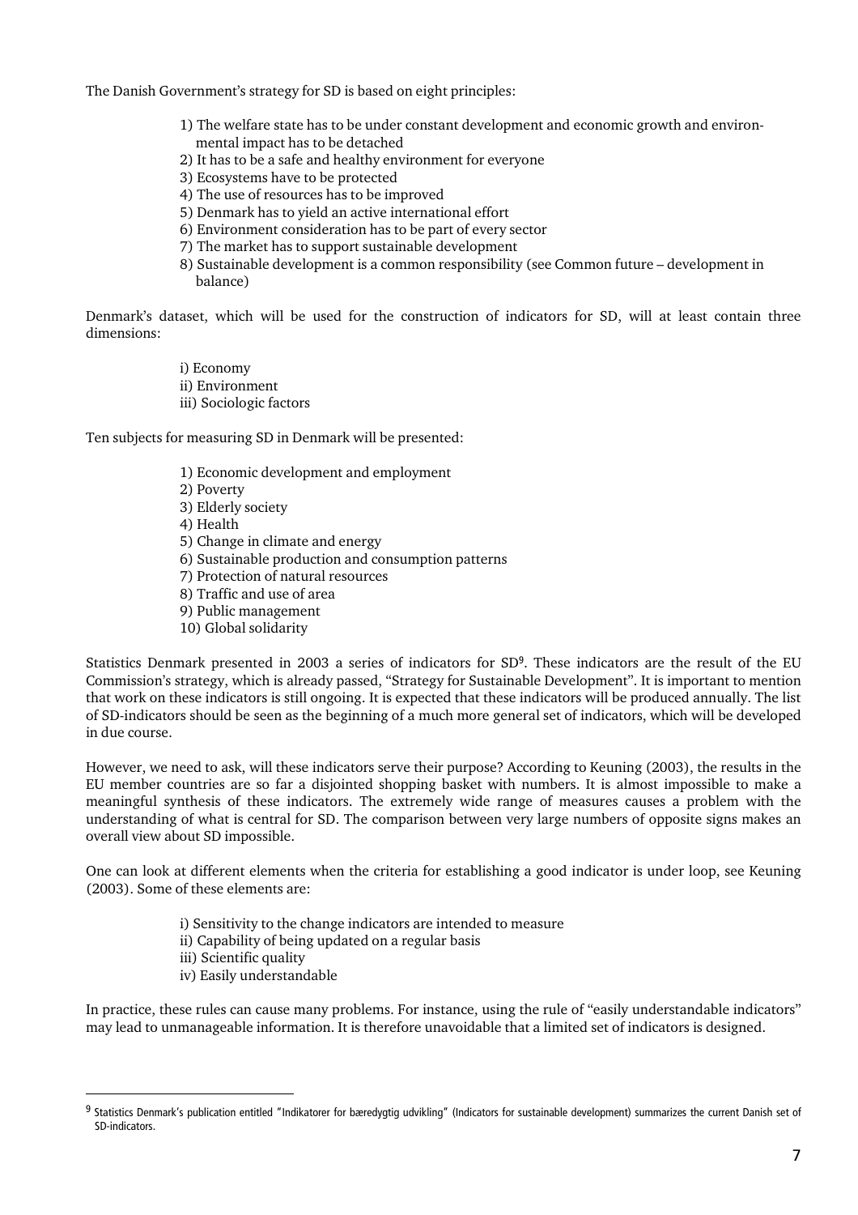The Danish Government's strategy for SD is based on eight principles:

1) The welfare state has to be under constant development and economic growth and environmental impact has to be detached
2) It has to be a safe and healthy environment for everyone
3) Ecosystems have to be protected
4) The use of resources has to be improved
5) Denmark has to yield an active international effort
6) Environment consideration has to be part of every sector
7) The market has to support sustainable development
8) Sustainable development is a common responsibility (see Common future – development in balance)

Denmark's dataset, which will be used for the construction of indicators for SD, will at least contain three dimensions:

i) Economy
ii) Environment
iii) Sociologic factors

Ten subjects for measuring SD in Denmark will be presented:

1) Economic development and employment
2) Poverty
3) Elderly society
4) Health
5) Change in climate and energy
6) Sustainable production and consumption patterns
7) Protection of natural resources
8) Traffic and use of area
9) Public management
10) Global solidarity

Statistics Denmark presented in 2003 a series of indicators for SD[9]. These indicators are the result of the EU Commission's strategy, which is already passed, "Strategy for Sustainable Development". It is important to mention that work on these indicators is still ongoing. It is expected that these indicators will be produced annually. The list of SD-indicators should be seen as the beginning of a much more general set of indicators, which will be developed in due course.

However, we need to ask, will these indicators serve their purpose? According to Keuning (2003), the results in the EU member countries are so far a disjointed shopping basket with numbers. It is almost impossible to make a meaningful synthesis of these indicators. The extremely wide range of measures causes a problem with the understanding of what is central for SD. The comparison between very large numbers of opposite signs makes an overall view about SD impossible.

One can look at different elements when the criteria for establishing a good indicator is under loop, see Keuning (2003). Some of these elements are:

i) Sensitivity to the change indicators are intended to measure
ii) Capability of being updated on a regular basis
iii) Scientific quality
iv) Easily understandable

In practice, these rules can cause many problems. For instance, using the rule of "easily understandable indicators" may lead to unmanageable information. It is therefore unavoidable that a limited set of indicators is designed.

[9] Statistics Denmark's publication entitled "Indikatorer for bæredygtig udvikling" (Indicators for sustainable development) summarizes the current Danish set of SD-indicators.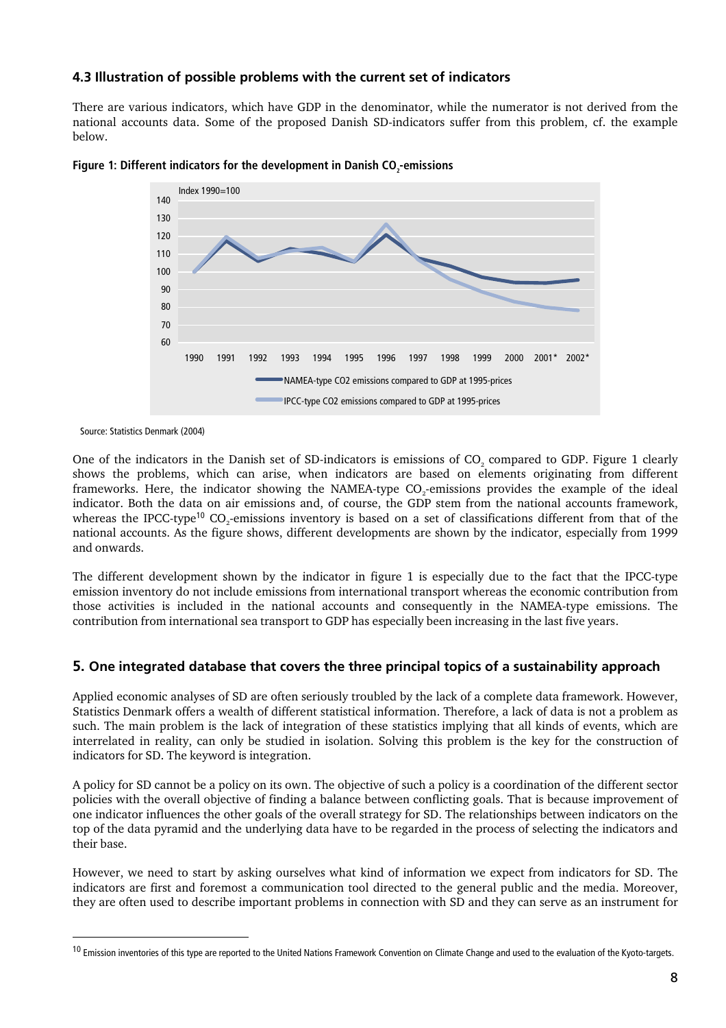### 4.3 Illustration of possible problems with the current set of indicators

There are various indicators, which have GDP in the denominator, while the numerator is not derived from the national accounts data. Some of the proposed Danish SD-indicators suffer from this problem, cf. the example below.

**Figure 1: Different indicators for the development in Danish $CO_2$-emissions**

Source: Statistics Denmark (2004)

One of the indicators in the Danish set of SD-indicators is emissions of $CO_2$ compared to GDP. Figure 1 clearly shows the problems, which can arise, when indicators are based on elements originating from different frameworks. Here, the indicator showing the NAMEA-type $CO_2$-emissions provides the example of the ideal indicator. Both the data on air emissions and, of course, the GDP stem from the national accounts framework, whereas the IPCC-type[10] $CO_2$-emissions inventory is based on a set of classifications different from that of the national accounts. As the figure shows, different developments are shown by the indicator, especially from 1999 and onwards.

The different development shown by the indicator in figure 1 is especially due to the fact that the IPCC-type emission inventory do not include emissions from international transport whereas the economic contribution from those activities is included in the national accounts and consequently in the NAMEA-type emissions. The contribution from international sea transport to GDP has especially been increasing in the last five years.

## 5. One integrated database that covers the three principal topics of a sustainability approach

Applied economic analyses of SD are often seriously troubled by the lack of a complete data framework. However, Statistics Denmark offers a wealth of different statistical information. Therefore, a lack of data is not a problem as such. The main problem is the lack of integration of these statistics implying that all kinds of events, which are interrelated in reality, can only be studied in isolation. Solving this problem is the key for the construction of indicators for SD. The keyword is integration.

A policy for SD cannot be a policy on its own. The objective of such a policy is a coordination of the different sector policies with the overall objective of finding a balance between conflicting goals. That is because improvement of one indicator influences the other goals of the overall strategy for SD. The relationships between indicators on the top of the data pyramid and the underlying data have to be regarded in the process of selecting the indicators and their base.

However, we need to start by asking ourselves what kind of information we expect from indicators for SD. The indicators are first and foremost a communication tool directed to the general public and the media. Moreover, they are often used to describe important problems in connection with SD and they can serve as an instrument for

[10] Emission inventories of this type are reported to the United Nations Framework Convention on Climate Change and used to the evaluation of the Kyoto-targets.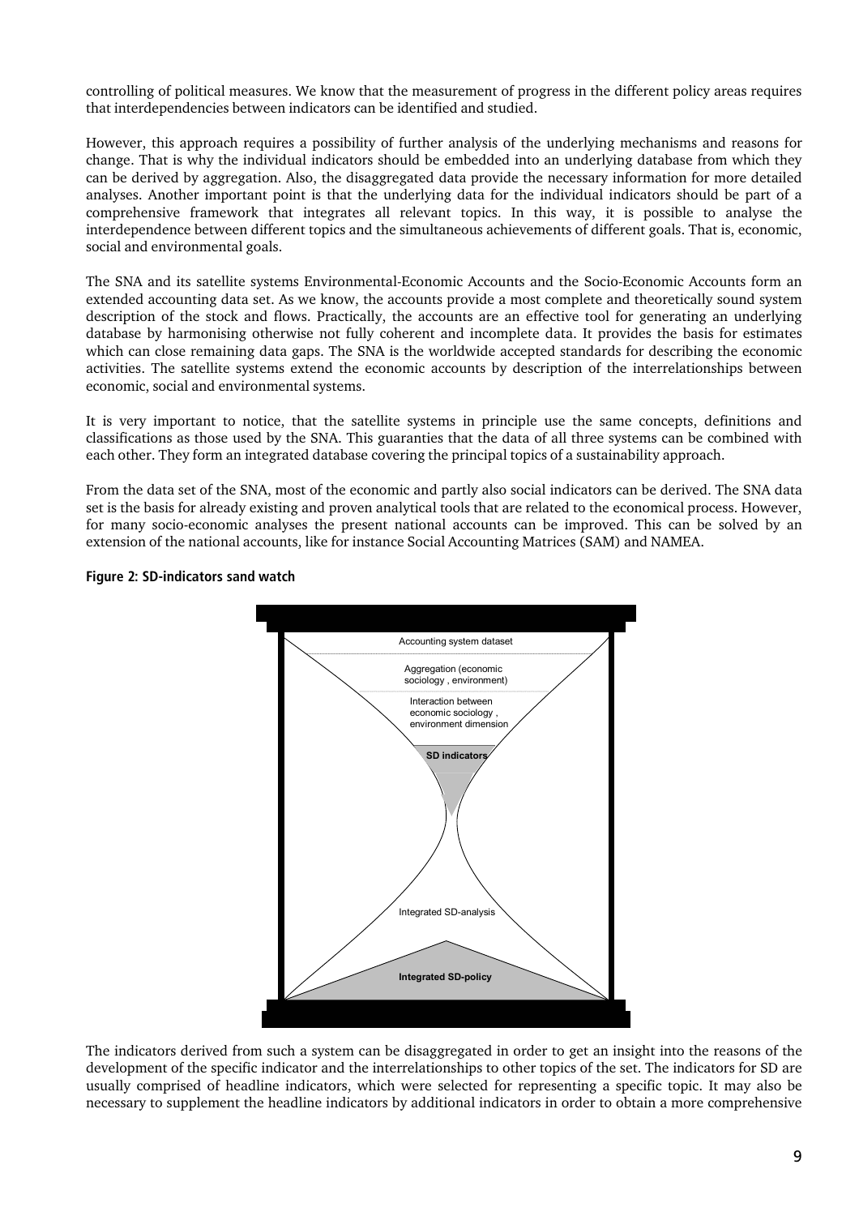controlling of political measures. We know that the measurement of progress in the different policy areas requires that interdependencies between indicators can be identified and studied.

However, this approach requires a possibility of further analysis of the underlying mechanisms and reasons for change. That is why the individual indicators should be embedded into an underlying database from which they can be derived by aggregation. Also, the disaggregated data provide the necessary information for more detailed analyses. Another important point is that the underlying data for the individual indicators should be part of a comprehensive framework that integrates all relevant topics. In this way, it is possible to analyse the interdependence between different topics and the simultaneous achievements of different goals. That is, economic, social and environmental goals.

The SNA and its satellite systems Environmental-Economic Accounts and the Socio-Economic Accounts form an extended accounting data set. As we know, the accounts provide a most complete and theoretically sound system description of the stock and flows. Practically, the accounts are an effective tool for generating an underlying database by harmonising otherwise not fully coherent and incomplete data. It provides the basis for estimates which can close remaining data gaps. The SNA is the worldwide accepted standards for describing the economic activities. The satellite systems extend the economic accounts by description of the interrelationships between economic, social and environmental systems.

It is very important to notice, that the satellite systems in principle use the same concepts, definitions and classifications as those used by the SNA. This guaranties that the data of all three systems can be combined with each other. They form an integrated database covering the principal topics of a sustainability approach.

From the data set of the SNA, most of the economic and partly also social indicators can be derived. The SNA data set is the basis for already existing and proven analytical tools that are related to the economical process. However, for many socio-economic analyses the present national accounts can be improved. This can be solved by an extension of the national accounts, like for instance Social Accounting Matrices (SAM) and NAMEA.

**Figure 2: SD-indicators sand watch**

Accounting system dataset

Aggregation (economic sociology , environment)

Interaction between economic sociology , environment dimension

**SD indicators**

Integrated SD-analysis

**Integrated SD-policy**

The indicators derived from such a system can be disaggregated in order to get an insight into the reasons of the development of the specific indicator and the interrelationships to other topics of the set. The indicators for SD are usually comprised of headline indicators, which were selected for representing a specific topic. It may also be necessary to supplement the headline indicators by additional indicators in order to obtain a more comprehensive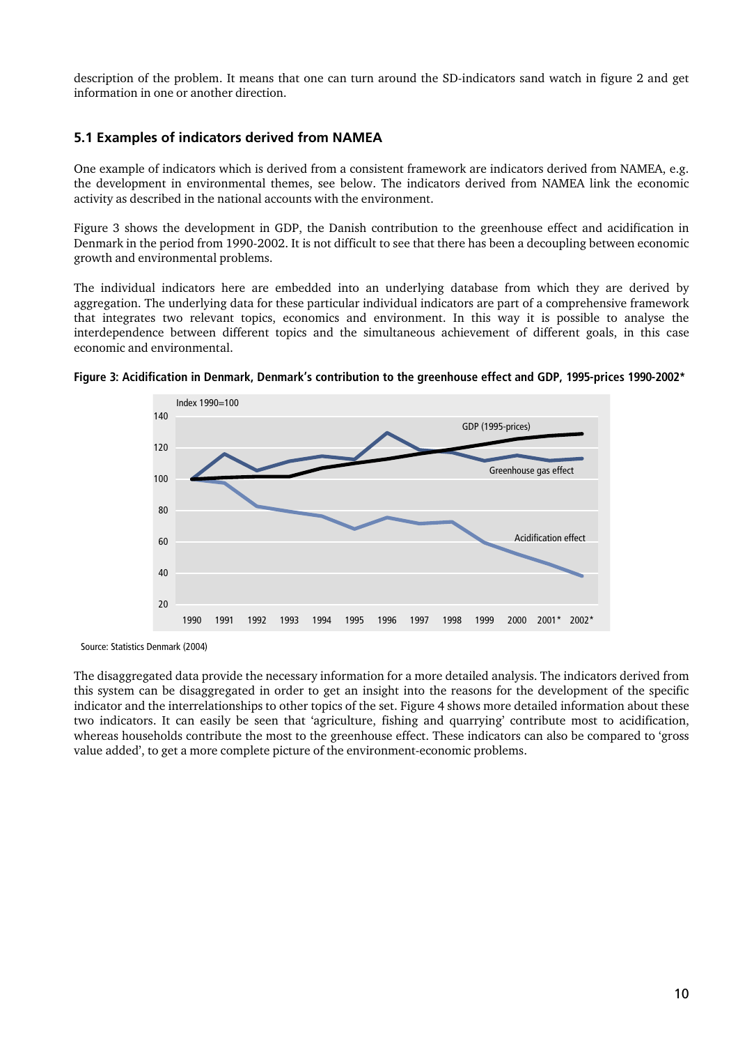description of the problem. It means that one can turn around the SD-indicators sand watch in figure 2 and get information in one or another direction.

### 5.1 Examples of indicators derived from NAMEA

One example of indicators which is derived from a consistent framework are indicators derived from NAMEA, e.g. the development in environmental themes, see below. The indicators derived from NAMEA link the economic activity as described in the national accounts with the environment.

Figure 3 shows the development in GDP, the Danish contribution to the greenhouse effect and acidification in Denmark in the period from 1990-2002. It is not difficult to see that there has been a decoupling between economic growth and environmental problems.

The individual indicators here are embedded into an underlying database from which they are derived by aggregation. The underlying data for these particular individual indicators are part of a comprehensive framework that integrates two relevant topics, economics and environment. In this way it is possible to analyse the interdependence between different topics and the simultaneous achievement of different goals, in this case economic and environmental.

**Figure 3: Acidification in Denmark, Denmark's contribution to the greenhouse effect and GDP, 1995-prices 1990-2002***

Source: Statistics Denmark (2004)

The disaggregated data provide the necessary information for a more detailed analysis. The indicators derived from this system can be disaggregated in order to get an insight into the reasons for the development of the specific indicator and the interrelationships to other topics of the set. Figure 4 shows more detailed information about these two indicators. It can easily be seen that 'agriculture, fishing and quarrying' contribute most to acidification, whereas households contribute the most to the greenhouse effect. These indicators can also be compared to 'gross value added', to get a more complete picture of the environment-economic problems.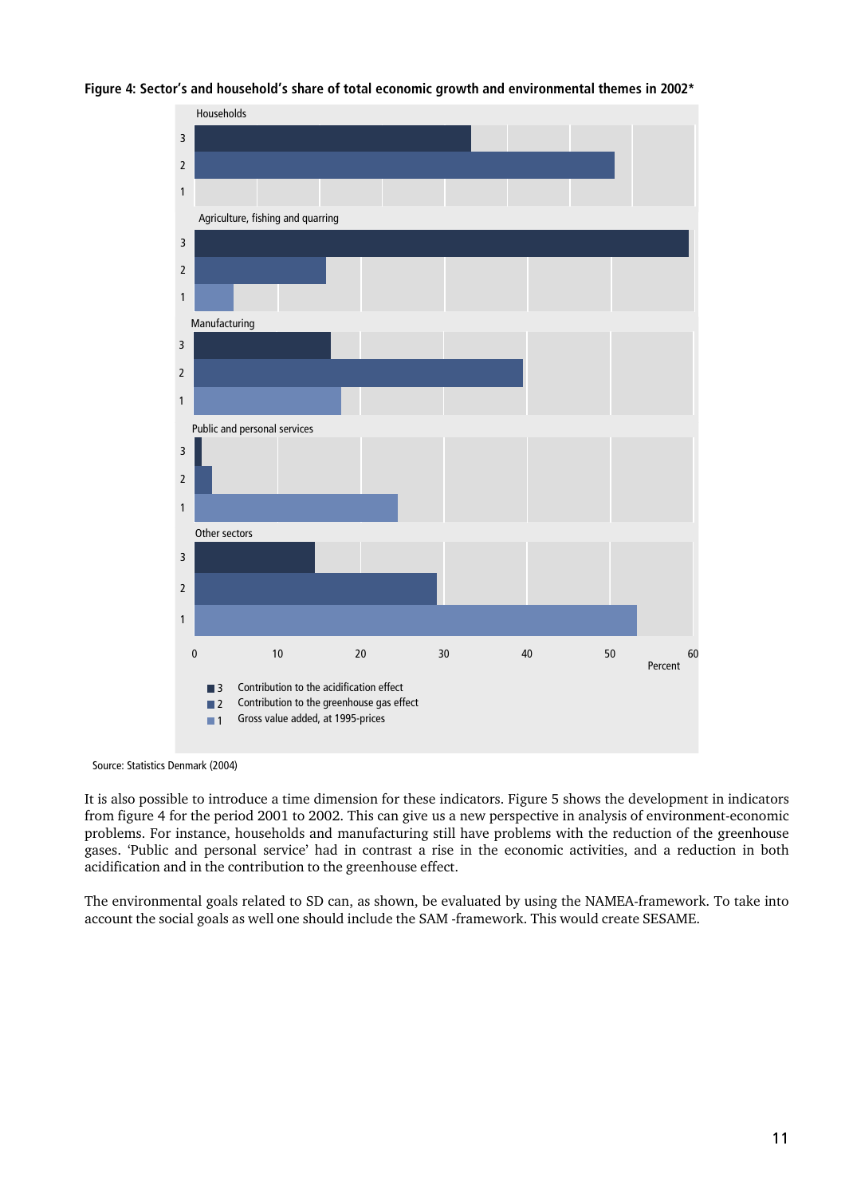**Figure 4: Sector's and household's share of total economic growth and environmental themes in 2002***

Source: Statistics Denmark (2004)

It is also possible to introduce a time dimension for these indicators. Figure 5 shows the development in indicators from figure 4 for the period 2001 to 2002. This can give us a new perspective in analysis of environment-economic problems. For instance, households and manufacturing still have problems with the reduction of the greenhouse gases. 'Public and personal service' had in contrast a rise in the economic activities, and a reduction in both acidification and in the contribution to the greenhouse effect.

The environmental goals related to SD can, as shown, be evaluated by using the NAMEA-framework. To take into account the social goals as well one should include the SAM -framework. This would create SESAME.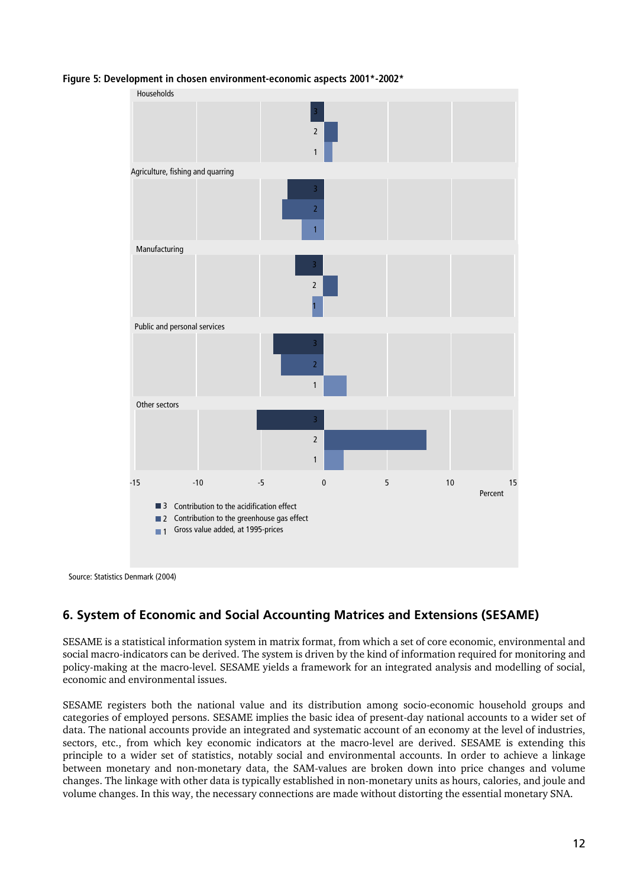**Figure 5: Development in chosen environment-economic aspects 2001*-2002***

Households

Agriculture, fishing and quarring

Manufacturing

Public and personal services

Other sectors

-15 -10 -5 0 5 10 15

Percent

3 Contribution to the acidification effect
2 Contribution to the greenhouse gas effect
1 Gross value added, at 1995-prices

Source: Statistics Denmark (2004)

## 6. System of Economic and Social Accounting Matrices and Extensions (SESAME)

SESAME is a statistical information system in matrix format, from which a set of core economic, environmental and social macro-indicators can be derived. The system is driven by the kind of information required for monitoring and policy-making at the macro-level. SESAME yields a framework for an integrated analysis and modelling of social, economic and environmental issues.

SESAME registers both the national value and its distribution among socio-economic household groups and categories of employed persons. SESAME implies the basic idea of present-day national accounts to a wider set of data. The national accounts provide an integrated and systematic account of an economy at the level of industries, sectors, etc., from which key economic indicators at the macro-level are derived. SESAME is extending this principle to a wider set of statistics, notably social and environmental accounts. In order to achieve a linkage between monetary and non-monetary data, the SAM-values are broken down into price changes and volume changes. The linkage with other data is typically established in non-monetary units as hours, calories, and joule and volume changes. In this way, the necessary connections are made without distorting the essential monetary SNA.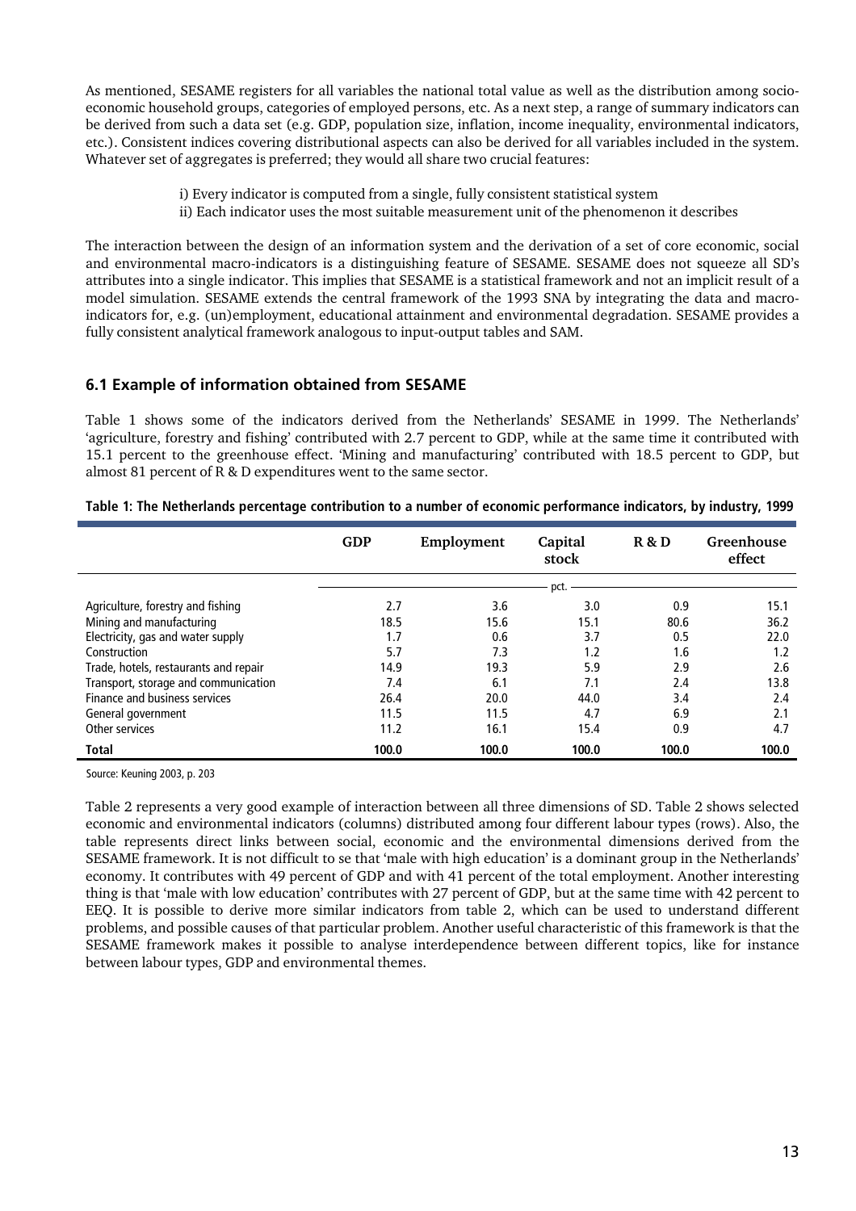As mentioned, SESAME registers for all variables the national total value as well as the distribution among socio-economic household groups, categories of employed persons, etc. As a next step, a range of summary indicators can be derived from such a data set (e.g. GDP, population size, inflation, income inequality, environmental indicators, etc.). Consistent indices covering distributional aspects can also be derived for all variables included in the system. Whatever set of aggregates is preferred; they would all share two crucial features:

i) Every indicator is computed from a single, fully consistent statistical system
ii) Each indicator uses the most suitable measurement unit of the phenomenon it describes

The interaction between the design of an information system and the derivation of a set of core economic, social and environmental macro-indicators is a distinguishing feature of SESAME. SESAME does not squeeze all SD's attributes into a single indicator. This implies that SESAME is a statistical framework and not an implicit result of a model simulation. SESAME extends the central framework of the 1993 SNA by integrating the data and macro-indicators for, e.g. (un)employment, educational attainment and environmental degradation. SESAME provides a fully consistent analytical framework analogous to input-output tables and SAM.

## 6.1 Example of information obtained from SESAME

Table 1 shows some of the indicators derived from the Netherlands' SESAME in 1999. The Netherlands' 'agriculture, forestry and fishing' contributed with 2.7 percent to GDP, while at the same time it contributed with 15.1 percent to the greenhouse effect. 'Mining and manufacturing' contributed with 18.5 percent to GDP, but almost 81 percent of R & D expenditures went to the same sector.

**Table 1: The Netherlands percentage contribution to a number of economic performance indicators, by industry, 1999**

| | GDP | Employment | Capital stock | R & D | Greenhouse effect |
|---|---|---|---|---|---|
| | pct. | | | | |
| Agriculture, forestry and fishing | 2.7 | 3.6 | 3.0 | 0.9 | 15.1 |
| Mining and manufacturing | 18.5 | 15.6 | 15.1 | 80.6 | 36.2 |
| Electricity, gas and water supply | 1.7 | 0.6 | 3.7 | 0.5 | 22.0 |
| Construction | 5.7 | 7.3 | 1.2 | 1.6 | 1.2 |
| Trade, hotels, restaurants and repair | 14.9 | 19.3 | 5.9 | 2.9 | 2.6 |
| Transport, storage and communication | 7.4 | 6.1 | 7.1 | 2.4 | 13.8 |
| Finance and business services | 26.4 | 20.0 | 44.0 | 3.4 | 2.4 |
| General government | 11.5 | 11.5 | 4.7 | 6.9 | 2.1 |
| Other services | 11.2 | 16.1 | 15.4 | 0.9 | 4.7 |
| **Total** | **100.0** | **100.0** | **100.0** | **100.0** | **100.0** |

Source: Keuning 2003, p. 203

Table 2 represents a very good example of interaction between all three dimensions of SD. Table 2 shows selected economic and environmental indicators (columns) distributed among four different labour types (rows). Also, the table represents direct links between social, economic and the environmental dimensions derived from the SESAME framework. It is not difficult to se that 'male with high education' is a dominant group in the Netherlands' economy. It contributes with 49 percent of GDP and with 41 percent of the total employment. Another interesting thing is that 'male with low education' contributes with 27 percent of GDP, but at the same time with 42 percent to EEQ. It is possible to derive more similar indicators from table 2, which can be used to understand different problems, and possible causes of that particular problem. Another useful characteristic of this framework is that the SESAME framework makes it possible to analyse interdependence between different topics, like for instance between labour types, GDP and environmental themes.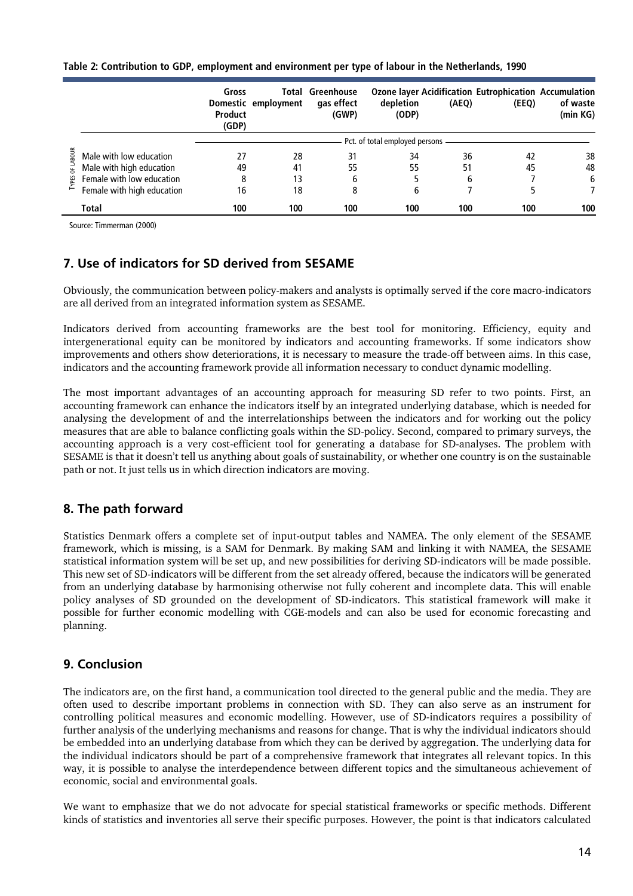**Table 2: Contribution to GDP, employment and environment per type of labour in the Netherlands, 1990**

| | | Gross Domestic Product (GDP) | Total employment | Greenhouse gas effect (GWP) | Ozone layer depletion (ODP) | Acidification (AEQ) | Eutrophication (EEQ) | Accumulation of waste (min KG) |
|---|---|---|---|---|---|---|---|---|
| | | Pct. of total employed persons | | | | | | |
| Types of labour | Male with low education | 27 | 28 | 31 | 34 | 36 | 42 | 38 |
| | Male with high education | 49 | 41 | 55 | 55 | 51 | 45 | 48 |
| | Female with low education | 8 | 13 | 6 | 5 | 6 | 7 | 6 |
| | Female with high education | 16 | 18 | 8 | 6 | 7 | 5 | 7 |
| | **Total** | **100** | **100** | **100** | **100** | **100** | **100** | **100** |

Source: Timmerman (2000)

## 7. Use of indicators for SD derived from SESAME

Obviously, the communication between policy-makers and analysts is optimally served if the core macro-indicators are all derived from an integrated information system as SESAME.

Indicators derived from accounting frameworks are the best tool for monitoring. Efficiency, equity and intergenerational equity can be monitored by indicators and accounting frameworks. If some indicators show improvements and others show deteriorations, it is necessary to measure the trade-off between aims. In this case, indicators and the accounting framework provide all information necessary to conduct dynamic modelling.

The most important advantages of an accounting approach for measuring SD refer to two points. First, an accounting framework can enhance the indicators itself by an integrated underlying database, which is needed for analysing the development of and the interrelationships between the indicators and for working out the policy measures that are able to balance conflicting goals within the SD-policy. Second, compared to primary surveys, the accounting approach is a very cost-efficient tool for generating a database for SD-analyses. The problem with SESAME is that it doesn't tell us anything about goals of sustainability, or whether one country is on the sustainable path or not. It just tells us in which direction indicators are moving.

## 8. The path forward

Statistics Denmark offers a complete set of input-output tables and NAMEA. The only element of the SESAME framework, which is missing, is a SAM for Denmark. By making SAM and linking it with NAMEA, the SESAME statistical information system will be set up, and new possibilities for deriving SD-indicators will be made possible. This new set of SD-indicators will be different from the set already offered, because the indicators will be generated from an underlying database by harmonising otherwise not fully coherent and incomplete data. This will enable policy analyses of SD grounded on the development of SD-indicators. This statistical framework will make it possible for further economic modelling with CGE-models and can also be used for economic forecasting and planning.

## 9. Conclusion

The indicators are, on the first hand, a communication tool directed to the general public and the media. They are often used to describe important problems in connection with SD. They can also serve as an instrument for controlling political measures and economic modelling. However, use of SD-indicators requires a possibility of further analysis of the underlying mechanisms and reasons for change. That is why the individual indicators should be embedded into an underlying database from which they can be derived by aggregation. The underlying data for the individual indicators should be part of a comprehensive framework that integrates all relevant topics. In this way, it is possible to analyse the interdependence between different topics and the simultaneous achievement of economic, social and environmental goals.

We want to emphasize that we do not advocate for special statistical frameworks or specific methods. Different kinds of statistics and inventories all serve their specific purposes. However, the point is that indicators calculated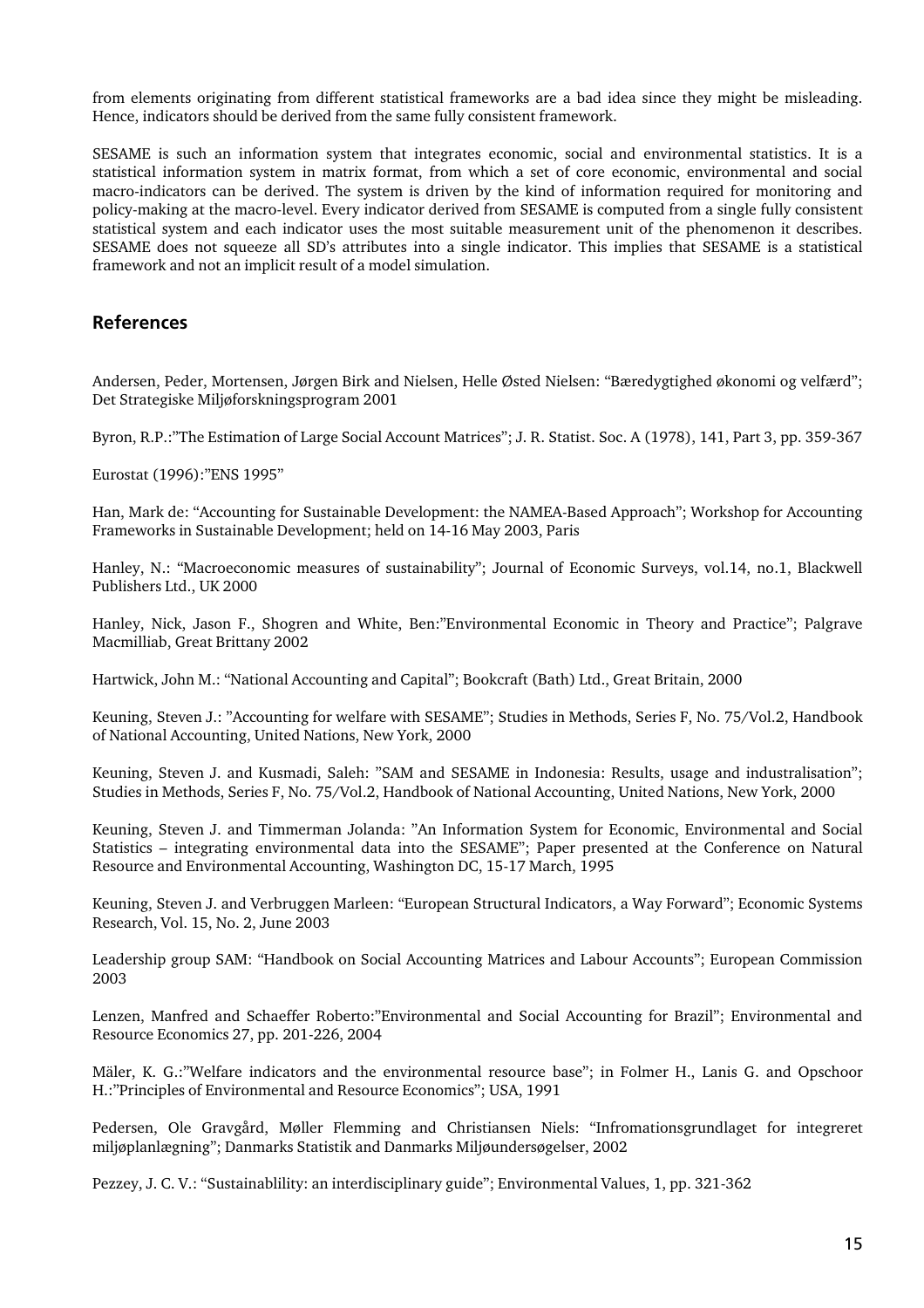from elements originating from different statistical frameworks are a bad idea since they might be misleading. Hence, indicators should be derived from the same fully consistent framework.

SESAME is such an information system that integrates economic, social and environmental statistics. It is a statistical information system in matrix format, from which a set of core economic, environmental and social macro-indicators can be derived. The system is driven by the kind of information required for monitoring and policy-making at the macro-level. Every indicator derived from SESAME is computed from a single fully consistent statistical system and each indicator uses the most suitable measurement unit of the phenomenon it describes. SESAME does not squeeze all SD's attributes into a single indicator. This implies that SESAME is a statistical framework and not an implicit result of a model simulation.

## References

Andersen, Peder, Mortensen, Jørgen Birk and Nielsen, Helle Østed Nielsen: "Bæredygtighed økonomi og velfærd"; Det Strategiske Miljøforskningsprogram 2001

Byron, R.P.:"The Estimation of Large Social Account Matrices"; J. R. Statist. Soc. A (1978), 141, Part 3, pp. 359-367

Eurostat (1996):"ENS 1995"

Han, Mark de: "Accounting for Sustainable Development: the NAMEA-Based Approach"; Workshop for Accounting Frameworks in Sustainable Development; held on 14-16 May 2003, Paris

Hanley, N.: "Macroeconomic measures of sustainability"; Journal of Economic Surveys, vol.14, no.1, Blackwell Publishers Ltd., UK 2000

Hanley, Nick, Jason F., Shogren and White, Ben:"Environmental Economic in Theory and Practice"; Palgrave Macmilliab, Great Brittany 2002

Hartwick, John M.: "National Accounting and Capital"; Bookcraft (Bath) Ltd., Great Britain, 2000

Keuning, Steven J.: "Accounting for welfare with SESAME"; Studies in Methods, Series F, No. 75/Vol.2, Handbook of National Accounting, United Nations, New York, 2000

Keuning, Steven J. and Kusmadi, Saleh: "SAM and SESAME in Indonesia: Results, usage and industralisation"; Studies in Methods, Series F, No. 75/Vol.2, Handbook of National Accounting, United Nations, New York, 2000

Keuning, Steven J. and Timmerman Jolanda: "An Information System for Economic, Environmental and Social Statistics – integrating environmental data into the SESAME"; Paper presented at the Conference on Natural Resource and Environmental Accounting, Washington DC, 15-17 March, 1995

Keuning, Steven J. and Verbruggen Marleen: "European Structural Indicators, a Way Forward"; Economic Systems Research, Vol. 15, No. 2, June 2003

Leadership group SAM: "Handbook on Social Accounting Matrices and Labour Accounts"; European Commission 2003

Lenzen, Manfred and Schaeffer Roberto:"Environmental and Social Accounting for Brazil"; Environmental and Resource Economics 27, pp. 201-226, 2004

Mäler, K. G.:"Welfare indicators and the environmental resource base"; in Folmer H., Lanis G. and Opschoor H.:"Principles of Environmental and Resource Economics"; USA, 1991

Pedersen, Ole Gravgård, Møller Flemming and Christiansen Niels: "Infromationsgrundlaget for integreret miljøplanlægning"; Danmarks Statistik and Danmarks Miljøundersøgelser, 2002

Pezzey, J. C. V.: "Sustainablility: an interdisciplinary guide"; Environmental Values, 1, pp. 321-362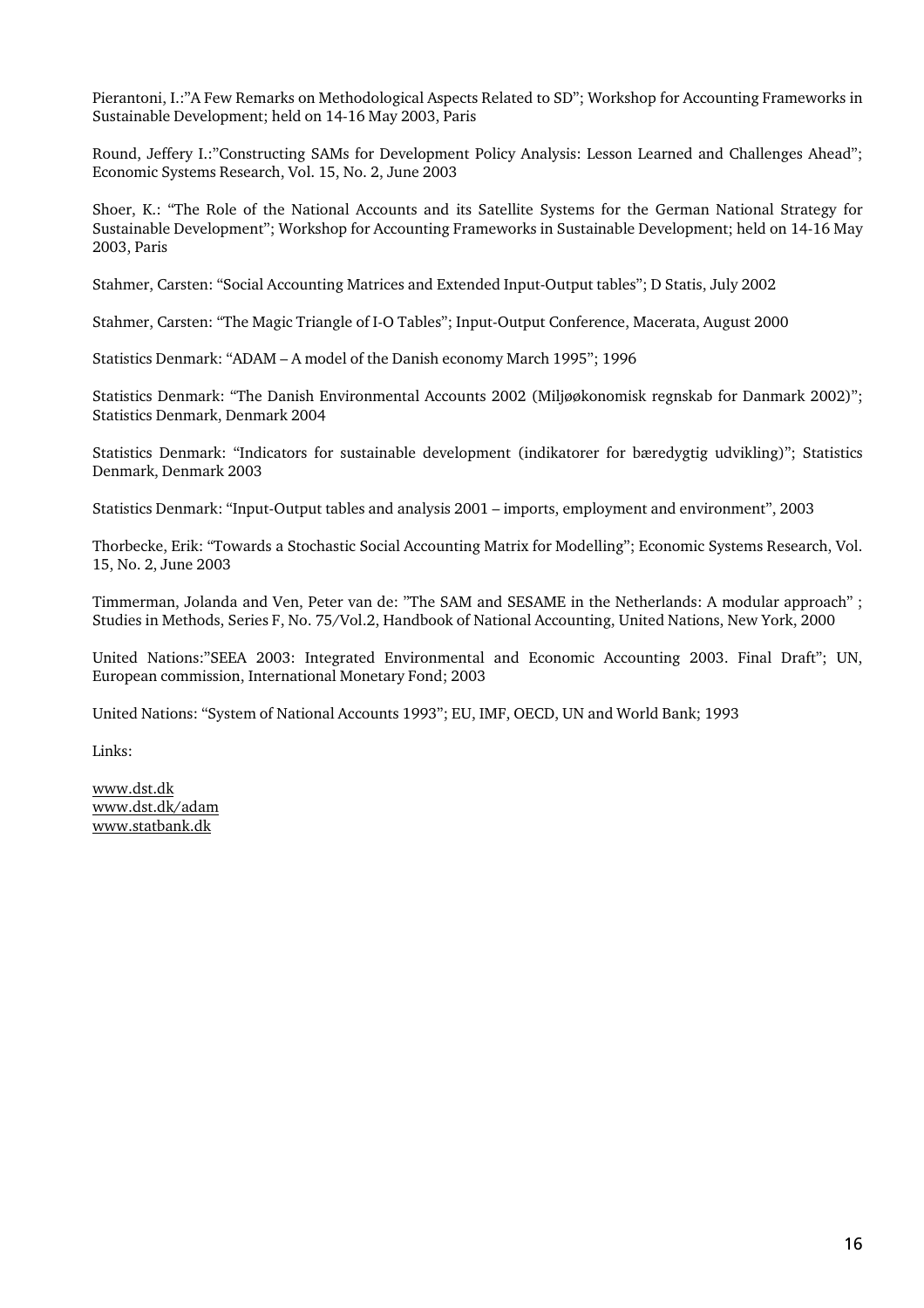Pierantoni, I.:"A Few Remarks on Methodological Aspects Related to SD"; Workshop for Accounting Frameworks in Sustainable Development; held on 14-16 May 2003, Paris

Round, Jeffery I.:"Constructing SAMs for Development Policy Analysis: Lesson Learned and Challenges Ahead"; Economic Systems Research, Vol. 15, No. 2, June 2003

Shoer, K.: "The Role of the National Accounts and its Satellite Systems for the German National Strategy for Sustainable Development"; Workshop for Accounting Frameworks in Sustainable Development; held on 14-16 May 2003, Paris

Stahmer, Carsten: "Social Accounting Matrices and Extended Input-Output tables"; D Statis, July 2002

Stahmer, Carsten: "The Magic Triangle of I-O Tables"; Input-Output Conference, Macerata, August 2000

Statistics Denmark: "ADAM – A model of the Danish economy March 1995"; 1996

Statistics Denmark: "The Danish Environmental Accounts 2002 (Miljøøkonomisk regnskab for Danmark 2002)"; Statistics Denmark, Denmark 2004

Statistics Denmark: "Indicators for sustainable development (indikatorer for bæredygtig udvikling)"; Statistics Denmark, Denmark 2003

Statistics Denmark: "Input-Output tables and analysis 2001 – imports, employment and environment", 2003

Thorbecke, Erik: "Towards a Stochastic Social Accounting Matrix for Modelling"; Economic Systems Research, Vol. 15, No. 2, June 2003

Timmerman, Jolanda and Ven, Peter van de: "The SAM and SESAME in the Netherlands: A modular approach" ; Studies in Methods, Series F, No. 75/Vol.2, Handbook of National Accounting, United Nations, New York, 2000

United Nations:"SEEA 2003: Integrated Environmental and Economic Accounting 2003. Final Draft"; UN, European commission, International Monetary Fond; 2003

United Nations: "System of National Accounts 1993"; EU, IMF, OECD, UN and World Bank; 1993

Links:

www.dst.dk
www.dst.dk/adam
www.statbank.dk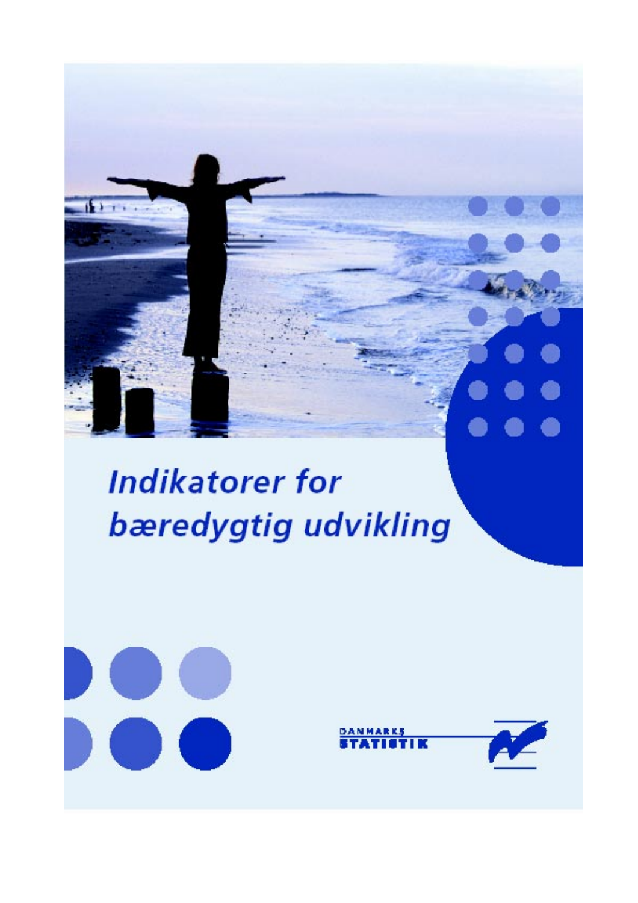# Indikatorer for bæredygtig udvikling

DANMARKS STATISTIK